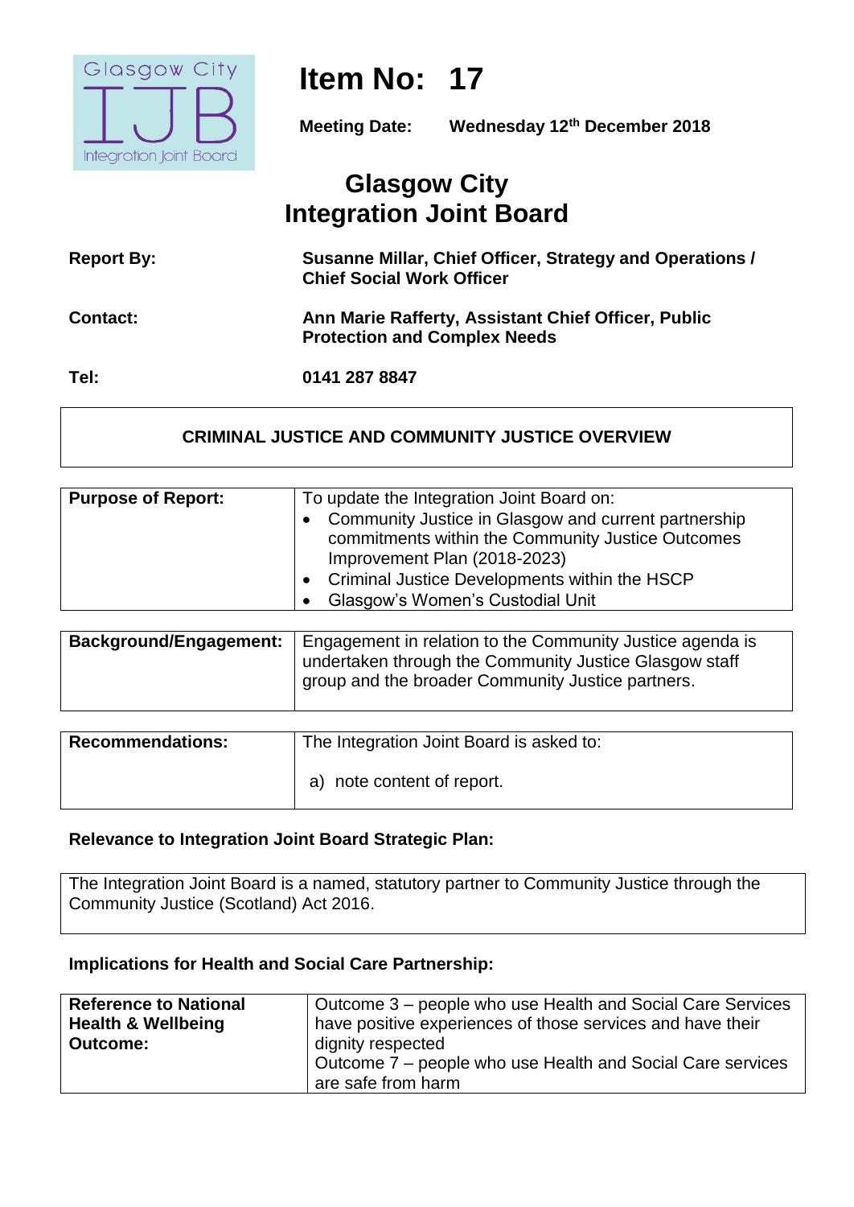# Item No: 17

**Meeting Date:** Wednesday 12th December 2018

## Glasgow City Integration Joint Board

| | |
|---|---|
| **Report By:** | **Susanne Millar, Chief Officer, Strategy and Operations / Chief Social Work Officer** |
| **Contact:** | **Ann Marie Rafferty, Assistant Chief Officer, Public Protection and Complex Needs** |
| **Tel:** | **0141 287 8847** |

### CRIMINAL JUSTICE AND COMMUNITY JUSTICE OVERVIEW

| | |
|---|---|
| **Purpose of Report:** | To update the Integration Joint Board on:<br>• Community Justice in Glasgow and current partnership commitments within the Community Justice Outcomes Improvement Plan (2018-2023)<br>• Criminal Justice Developments within the HSCP<br>• Glasgow's Women's Custodial Unit |

| | |
|---|---|
| **Background/Engagement:** | Engagement in relation to the Community Justice agenda is undertaken through the Community Justice Glasgow staff group and the broader Community Justice partners. |

| | |
|---|---|
| **Recommendations:** | The Integration Joint Board is asked to:<br><br>a) note content of report. |

**Relevance to Integration Joint Board Strategic Plan:**

| |
|---|
| The Integration Joint Board is a named, statutory partner to Community Justice through the Community Justice (Scotland) Act 2016. |

**Implications for Health and Social Care Partnership:**

| | |
|---|---|
| **Reference to National Health & Wellbeing Outcome:** | Outcome 3 – people who use Health and Social Care Services have positive experiences of those services and have their dignity respected<br>Outcome 7 – people who use Health and Social Care services are safe from harm |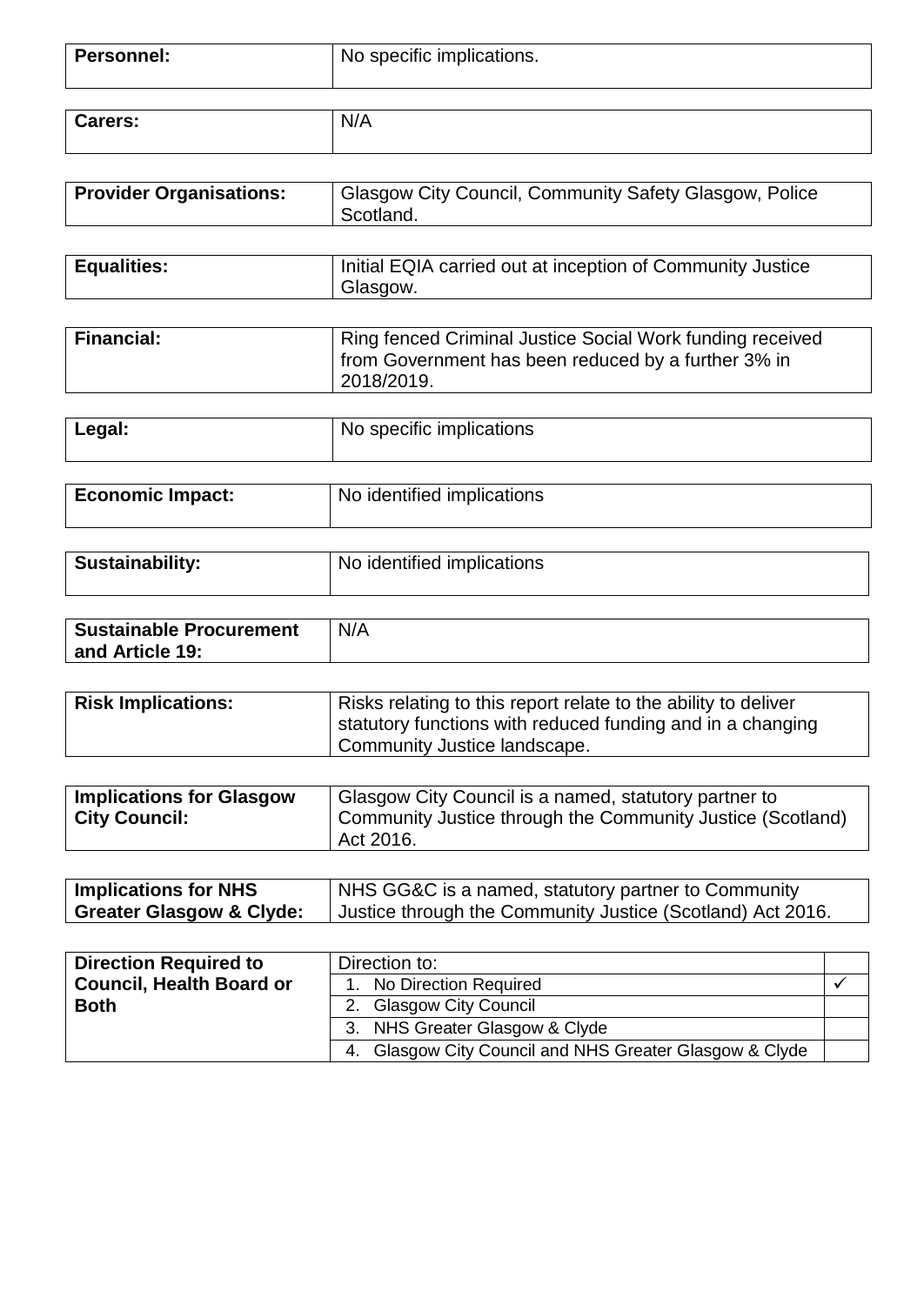| **Personnel:** | No specific implications. |
|---|---|

| **Carers:** | N/A |
|---|---|

| **Provider Organisations:** | Glasgow City Council, Community Safety Glasgow, Police Scotland. |
|---|---|

| **Equalities:** | Initial EQIA carried out at inception of Community Justice Glasgow. |
|---|---|

| **Financial:** | Ring fenced Criminal Justice Social Work funding received from Government has been reduced by a further 3% in 2018/2019. |
|---|---|

| **Legal:** | No specific implications |
|---|---|

| **Economic Impact:** | No identified implications |
|---|---|

| **Sustainability:** | No identified implications |
|---|---|

| **Sustainable Procurement and Article 19:** | N/A |
|---|---|

| **Risk Implications:** | Risks relating to this report relate to the ability to deliver statutory functions with reduced funding and in a changing Community Justice landscape. |
|---|---|

| **Implications for Glasgow City Council:** | Glasgow City Council is a named, statutory partner to Community Justice through the Community Justice (Scotland) Act 2016. |
|---|---|

| **Implications for NHS Greater Glasgow & Clyde:** | NHS GG&C is a named, statutory partner to Community Justice through the Community Justice (Scotland) Act 2016. |
|---|---|

| **Direction Required to Council, Health Board or Both** | Direction to: | |
|---|---|---|
| | 1. No Direction Required | ✓ |
| | 2. Glasgow City Council | |
| | 3. NHS Greater Glasgow & Clyde | |
| | 4. Glasgow City Council and NHS Greater Glasgow & Clyde | |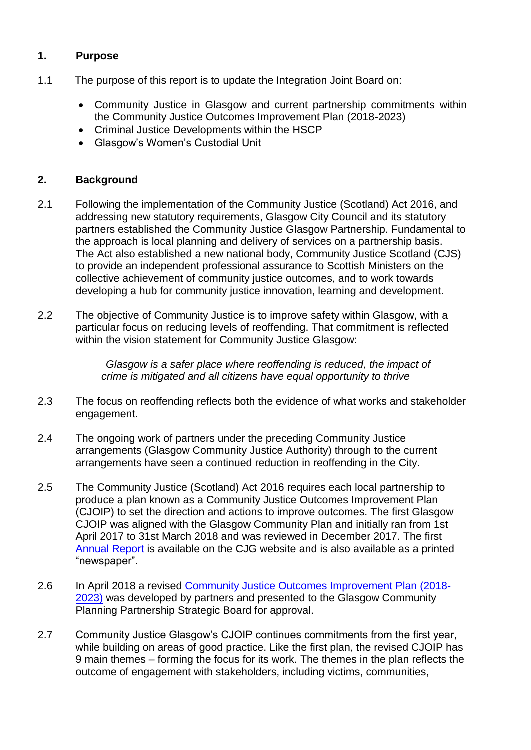## 1. Purpose

1.1 The purpose of this report is to update the Integration Joint Board on:

- Community Justice in Glasgow and current partnership commitments within the Community Justice Outcomes Improvement Plan (2018-2023)
- Criminal Justice Developments within the HSCP
- Glasgow's Women's Custodial Unit

## 2. Background

2.1 Following the implementation of the Community Justice (Scotland) Act 2016, and addressing new statutory requirements, Glasgow City Council and its statutory partners established the Community Justice Glasgow Partnership. Fundamental to the approach is local planning and delivery of services on a partnership basis. The Act also established a new national body, Community Justice Scotland (CJS) to provide an independent professional assurance to Scottish Ministers on the collective achievement of community justice outcomes, and to work towards developing a hub for community justice innovation, learning and development.

2.2 The objective of Community Justice is to improve safety within Glasgow, with a particular focus on reducing levels of reoffending. That commitment is reflected within the vision statement for Community Justice Glasgow:

> *Glasgow is a safer place where reoffending is reduced, the impact of crime is mitigated and all citizens have equal opportunity to thrive*

2.3 The focus on reoffending reflects both the evidence of what works and stakeholder engagement.

2.4 The ongoing work of partners under the preceding Community Justice arrangements (Glasgow Community Justice Authority) through to the current arrangements have seen a continued reduction in reoffending in the City.

2.5 The Community Justice (Scotland) Act 2016 requires each local partnership to produce a plan known as a Community Justice Outcomes Improvement Plan (CJOIP) to set the direction and actions to improve outcomes. The first Glasgow CJOIP was aligned with the Glasgow Community Plan and initially ran from 1st April 2017 to 31st March 2018 and was reviewed in December 2017. The first Annual Report is available on the CJG website and is also available as a printed "newspaper".

2.6 In April 2018 a revised Community Justice Outcomes Improvement Plan (2018-2023) was developed by partners and presented to the Glasgow Community Planning Partnership Strategic Board for approval.

2.7 Community Justice Glasgow's CJOIP continues commitments from the first year, while building on areas of good practice. Like the first plan, the revised CJOIP has 9 main themes – forming the focus for its work. The themes in the plan reflects the outcome of engagement with stakeholders, including victims, communities,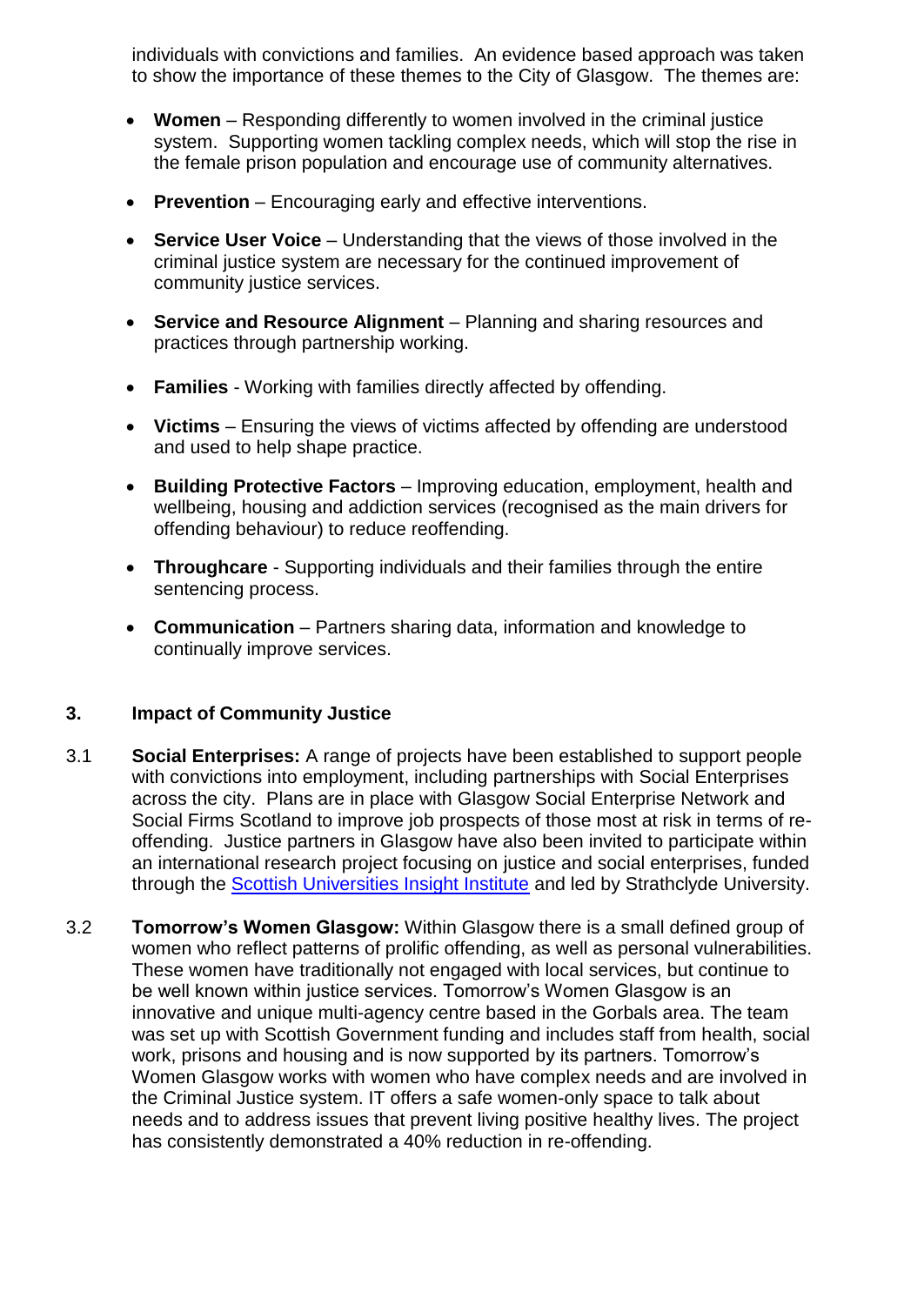individuals with convictions and families. An evidence based approach was taken to show the importance of these themes to the City of Glasgow. The themes are:

- **Women** – Responding differently to women involved in the criminal justice system. Supporting women tackling complex needs, which will stop the rise in the female prison population and encourage use of community alternatives.
- **Prevention** – Encouraging early and effective interventions.
- **Service User Voice** – Understanding that the views of those involved in the criminal justice system are necessary for the continued improvement of community justice services.
- **Service and Resource Alignment** – Planning and sharing resources and practices through partnership working.
- **Families** - Working with families directly affected by offending.
- **Victims** – Ensuring the views of victims affected by offending are understood and used to help shape practice.
- **Building Protective Factors** – Improving education, employment, health and wellbeing, housing and addiction services (recognised as the main drivers for offending behaviour) to reduce reoffending.
- **Throughcare** - Supporting individuals and their families through the entire sentencing process.
- **Communication** – Partners sharing data, information and knowledge to continually improve services.

## 3. Impact of Community Justice

3.1 **Social Enterprises:** A range of projects have been established to support people with convictions into employment, including partnerships with Social Enterprises across the city. Plans are in place with Glasgow Social Enterprise Network and Social Firms Scotland to improve job prospects of those most at risk in terms of re-offending. Justice partners in Glasgow have also been invited to participate within an international research project focusing on justice and social enterprises, funded through the Scottish Universities Insight Institute and led by Strathclyde University.

3.2 **Tomorrow's Women Glasgow:** Within Glasgow there is a small defined group of women who reflect patterns of prolific offending, as well as personal vulnerabilities. These women have traditionally not engaged with local services, but continue to be well known within justice services. Tomorrow's Women Glasgow is an innovative and unique multi-agency centre based in the Gorbals area. The team was set up with Scottish Government funding and includes staff from health, social work, prisons and housing and is now supported by its partners. Tomorrow's Women Glasgow works with women who have complex needs and are involved in the Criminal Justice system. IT offers a safe women-only space to talk about needs and to address issues that prevent living positive healthy lives. The project has consistently demonstrated a 40% reduction in re-offending.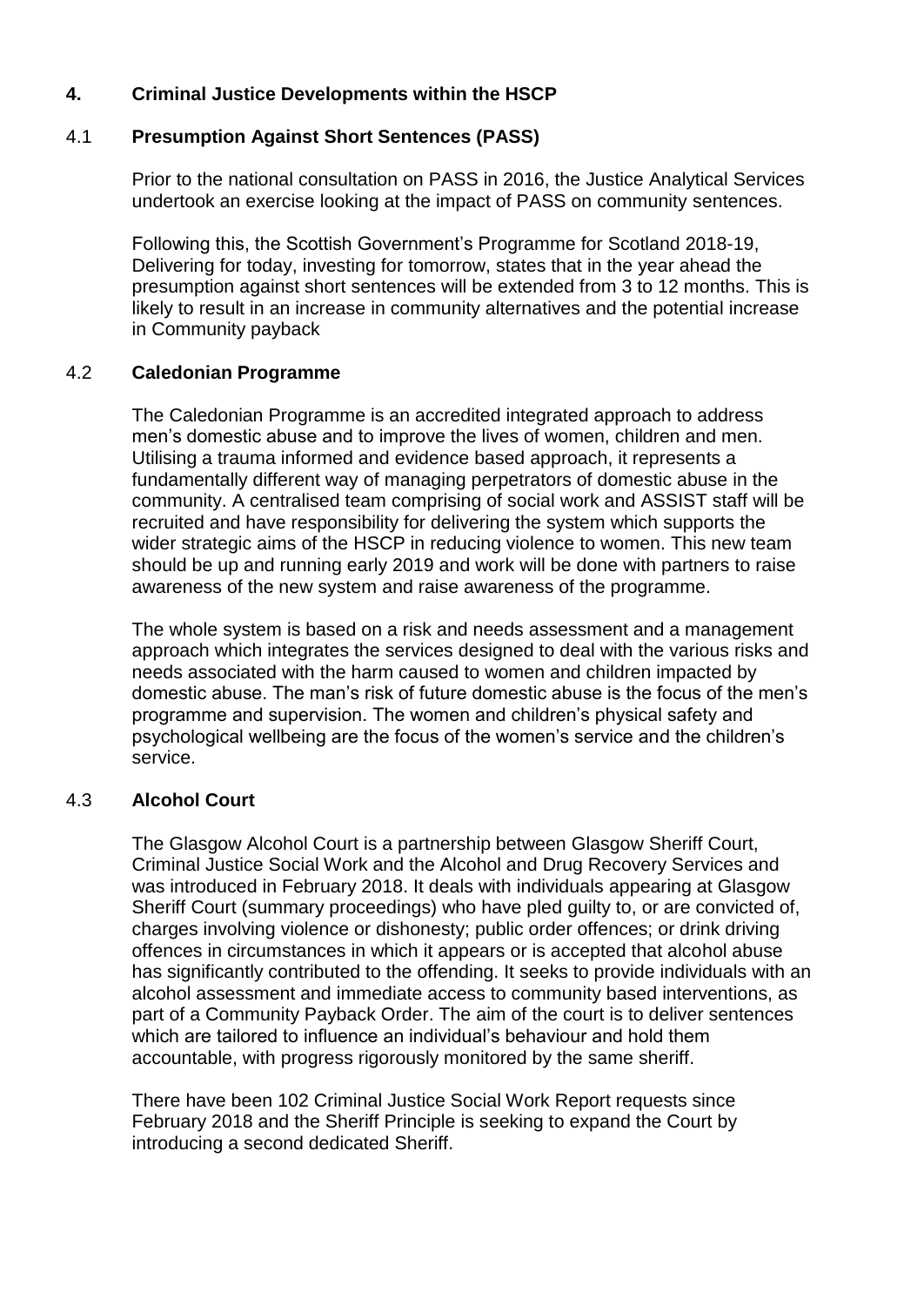## 4. Criminal Justice Developments within the HSCP

### 4.1 Presumption Against Short Sentences (PASS)

Prior to the national consultation on PASS in 2016, the Justice Analytical Services undertook an exercise looking at the impact of PASS on community sentences.

Following this, the Scottish Government's Programme for Scotland 2018-19, Delivering for today, investing for tomorrow, states that in the year ahead the presumption against short sentences will be extended from 3 to 12 months. This is likely to result in an increase in community alternatives and the potential increase in Community payback

### 4.2 Caledonian Programme

The Caledonian Programme is an accredited integrated approach to address men's domestic abuse and to improve the lives of women, children and men. Utilising a trauma informed and evidence based approach, it represents a fundamentally different way of managing perpetrators of domestic abuse in the community. A centralised team comprising of social work and ASSIST staff will be recruited and have responsibility for delivering the system which supports the wider strategic aims of the HSCP in reducing violence to women. This new team should be up and running early 2019 and work will be done with partners to raise awareness of the new system and raise awareness of the programme.

The whole system is based on a risk and needs assessment and a management approach which integrates the services designed to deal with the various risks and needs associated with the harm caused to women and children impacted by domestic abuse. The man's risk of future domestic abuse is the focus of the men's programme and supervision. The women and children's physical safety and psychological wellbeing are the focus of the women's service and the children's service.

### 4.3 Alcohol Court

The Glasgow Alcohol Court is a partnership between Glasgow Sheriff Court, Criminal Justice Social Work and the Alcohol and Drug Recovery Services and was introduced in February 2018. It deals with individuals appearing at Glasgow Sheriff Court (summary proceedings) who have pled guilty to, or are convicted of, charges involving violence or dishonesty; public order offences; or drink driving offences in circumstances in which it appears or is accepted that alcohol abuse has significantly contributed to the offending. It seeks to provide individuals with an alcohol assessment and immediate access to community based interventions, as part of a Community Payback Order. The aim of the court is to deliver sentences which are tailored to influence an individual's behaviour and hold them accountable, with progress rigorously monitored by the same sheriff.

There have been 102 Criminal Justice Social Work Report requests since February 2018 and the Sheriff Principle is seeking to expand the Court by introducing a second dedicated Sheriff.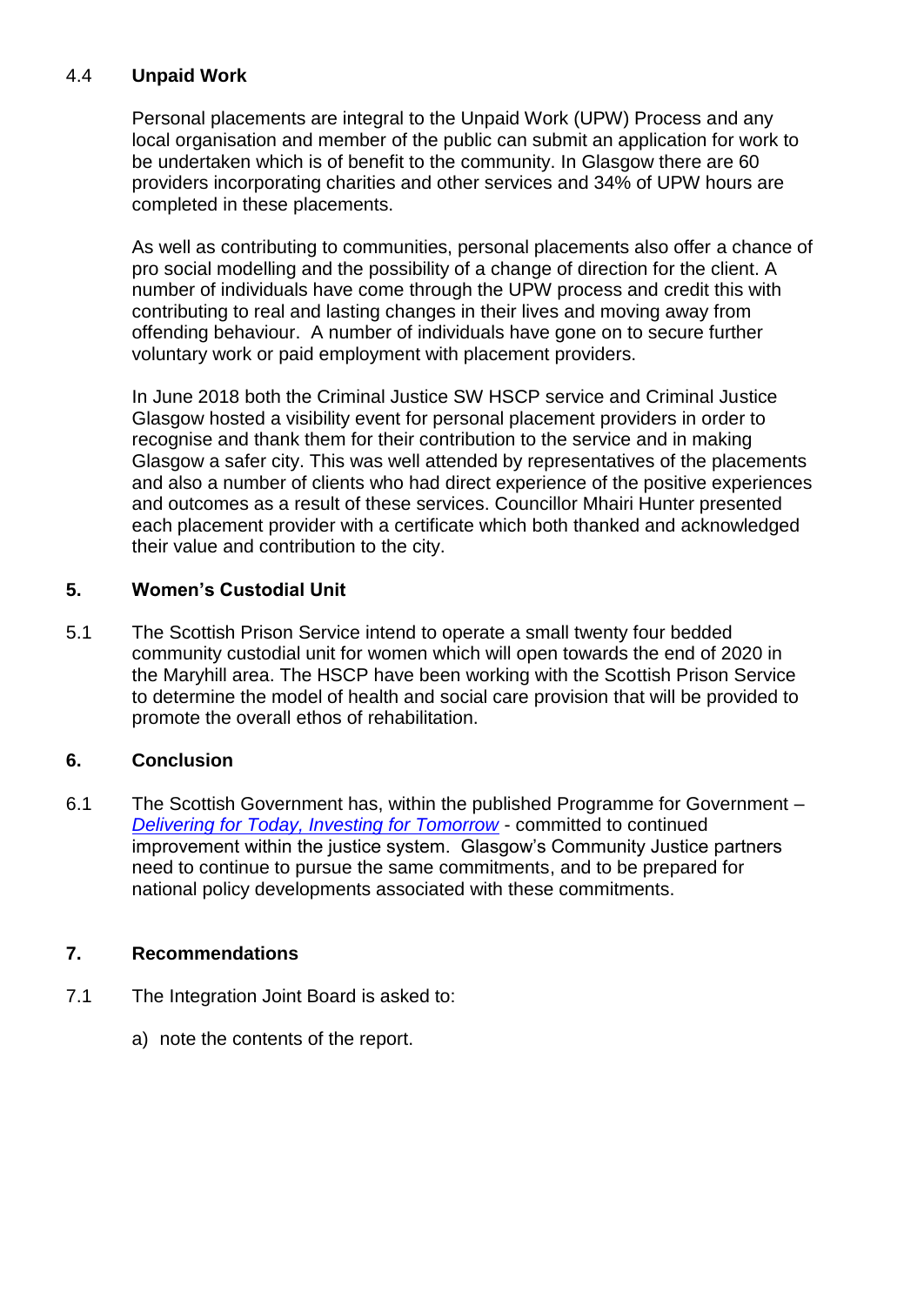### 4.4 Unpaid Work

Personal placements are integral to the Unpaid Work (UPW) Process and any local organisation and member of the public can submit an application for work to be undertaken which is of benefit to the community. In Glasgow there are 60 providers incorporating charities and other services and 34% of UPW hours are completed in these placements.

As well as contributing to communities, personal placements also offer a chance of pro social modelling and the possibility of a change of direction for the client. A number of individuals have come through the UPW process and credit this with contributing to real and lasting changes in their lives and moving away from offending behaviour. A number of individuals have gone on to secure further voluntary work or paid employment with placement providers.

In June 2018 both the Criminal Justice SW HSCP service and Criminal Justice Glasgow hosted a visibility event for personal placement providers in order to recognise and thank them for their contribution to the service and in making Glasgow a safer city. This was well attended by representatives of the placements and also a number of clients who had direct experience of the positive experiences and outcomes as a result of these services. Councillor Mhairi Hunter presented each placement provider with a certificate which both thanked and acknowledged their value and contribution to the city.

## 5. Women's Custodial Unit

5.1 The Scottish Prison Service intend to operate a small twenty four bedded community custodial unit for women which will open towards the end of 2020 in the Maryhill area. The HSCP have been working with the Scottish Prison Service to determine the model of health and social care provision that will be provided to promote the overall ethos of rehabilitation.

## 6. Conclusion

6.1 The Scottish Government has, within the published Programme for Government – *Delivering for Today, Investing for Tomorrow* - committed to continued improvement within the justice system. Glasgow's Community Justice partners need to continue to pursue the same commitments, and to be prepared for national policy developments associated with these commitments.

## 7. Recommendations

7.1 The Integration Joint Board is asked to:

a) note the contents of the report.